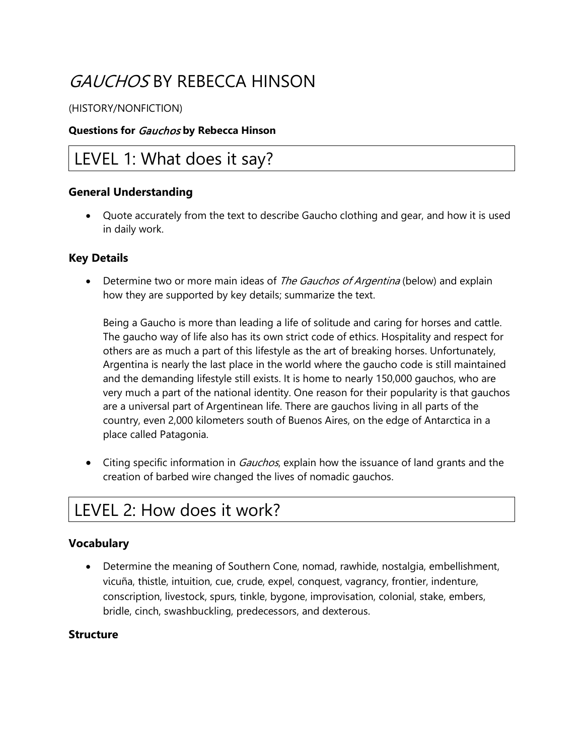# *GAUCHOS* BY REBECCA HINSON

(HISTORY/NONFICTION)

**Questions for *Gauchos* by Rebecca Hinson**

## LEVEL 1: What does it say?

### General Understanding

- Quote accurately from the text to describe Gaucho clothing and gear, and how it is used in daily work.

### Key Details

- Determine two or more main ideas of *The Gauchos of Argentina* (below) and explain how they are supported by key details; summarize the text.

  Being a Gaucho is more than leading a life of solitude and caring for horses and cattle. The gaucho way of life also has its own strict code of ethics. Hospitality and respect for others are as much a part of this lifestyle as the art of breaking horses. Unfortunately, Argentina is nearly the last place in the world where the gaucho code is still maintained and the demanding lifestyle still exists. It is home to nearly 150,000 gauchos, who are very much a part of the national identity. One reason for their popularity is that gauchos are a universal part of Argentinean life. There are gauchos living in all parts of the country, even 2,000 kilometers south of Buenos Aires, on the edge of Antarctica in a place called Patagonia.

- Citing specific information in *Gauchos*, explain how the issuance of land grants and the creation of barbed wire changed the lives of nomadic gauchos.

## LEVEL 2: How does it work?

### Vocabulary

- Determine the meaning of Southern Cone, nomad, rawhide, nostalgia, embellishment, vicuña, thistle, intuition, cue, crude, expel, conquest, vagrancy, frontier, indenture, conscription, livestock, spurs, tinkle, bygone, improvisation, colonial, stake, embers, bridle, cinch, swashbuckling, predecessors, and dexterous.

### Structure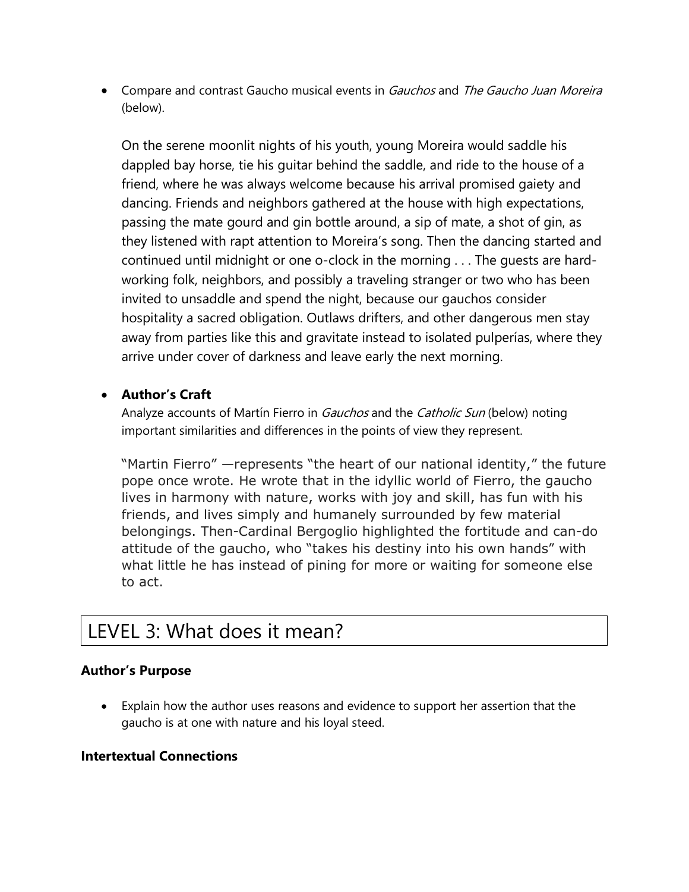- Compare and contrast Gaucho musical events in *Gauchos* and *The Gaucho Juan Moreira* (below).

  On the serene moonlit nights of his youth, young Moreira would saddle his dappled bay horse, tie his guitar behind the saddle, and ride to the house of a friend, where he was always welcome because his arrival promised gaiety and dancing. Friends and neighbors gathered at the house with high expectations, passing the mate gourd and gin bottle around, a sip of mate, a shot of gin, as they listened with rapt attention to Moreira's song. Then the dancing started and continued until midnight or one o-clock in the morning . . . The guests are hard-working folk, neighbors, and possibly a traveling stranger or two who has been invited to unsaddle and spend the night, because our gauchos consider hospitality a sacred obligation. Outlaws drifters, and other dangerous men stay away from parties like this and gravitate instead to isolated pulperías, where they arrive under cover of darkness and leave early the next morning.

- **Author's Craft**
  Analyze accounts of Martín Fierro in *Gauchos* and the *Catholic Sun* (below) noting important similarities and differences in the points of view they represent.

  "Martin Fierro" —represents "the heart of our national identity," the future pope once wrote. He wrote that in the idyllic world of Fierro, the gaucho lives in harmony with nature, works with joy and skill, has fun with his friends, and lives simply and humanely surrounded by few material belongings. Then-Cardinal Bergoglio highlighted the fortitude and can-do attitude of the gaucho, who "takes his destiny into his own hands" with what little he has instead of pining for more or waiting for someone else to act.

## LEVEL 3: What does it mean?

### Author's Purpose

- Explain how the author uses reasons and evidence to support her assertion that the gaucho is at one with nature and his loyal steed.

### Intertextual Connections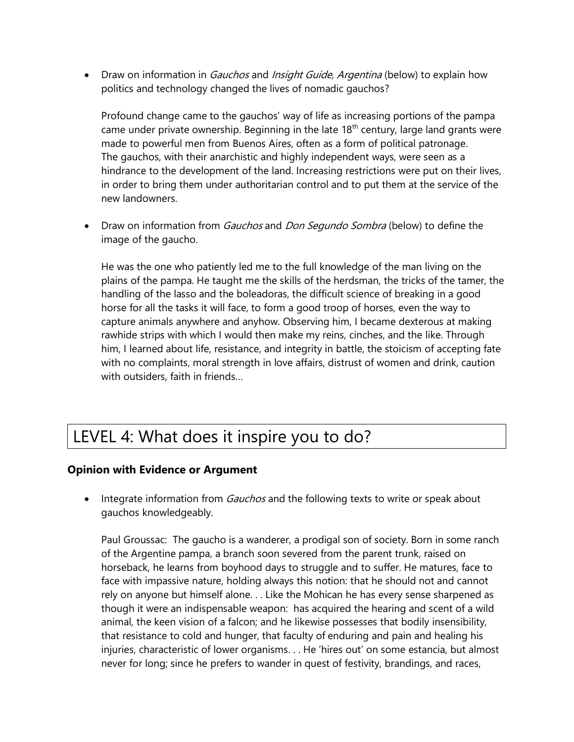- Draw on information in *Gauchos* and *Insight Guide, Argentina* (below) to explain how politics and technology changed the lives of nomadic gauchos?

  Profound change came to the gauchos' way of life as increasing portions of the pampa came under private ownership. Beginning in the late 18th century, large land grants were made to powerful men from Buenos Aires, often as a form of political patronage. The gauchos, with their anarchistic and highly independent ways, were seen as a hindrance to the development of the land. Increasing restrictions were put on their lives, in order to bring them under authoritarian control and to put them at the service of the new landowners.

- Draw on information from *Gauchos* and *Don Segundo Sombra* (below) to define the image of the gaucho.

  He was the one who patiently led me to the full knowledge of the man living on the plains of the pampa. He taught me the skills of the herdsman, the tricks of the tamer, the handling of the lasso and the boleadoras, the difficult science of breaking in a good horse for all the tasks it will face, to form a good troop of horses, even the way to capture animals anywhere and anyhow. Observing him, I became dexterous at making rawhide strips with which I would then make my reins, cinches, and the like. Through him, I learned about life, resistance, and integrity in battle, the stoicism of accepting fate with no complaints, moral strength in love affairs, distrust of women and drink, caution with outsiders, faith in friends…

## LEVEL 4: What does it inspire you to do?

**Opinion with Evidence or Argument**

- Integrate information from *Gauchos* and the following texts to write or speak about gauchos knowledgeably.

  Paul Groussac: The gaucho is a wanderer, a prodigal son of society. Born in some ranch of the Argentine pampa, a branch soon severed from the parent trunk, raised on horseback, he learns from boyhood days to struggle and to suffer. He matures, face to face with impassive nature, holding always this notion: that he should not and cannot rely on anyone but himself alone. . . Like the Mohican he has every sense sharpened as though it were an indispensable weapon: has acquired the hearing and scent of a wild animal, the keen vision of a falcon; and he likewise possesses that bodily insensibility, that resistance to cold and hunger, that faculty of enduring and pain and healing his injuries, characteristic of lower organisms. . . He 'hires out' on some estancia, but almost never for long; since he prefers to wander in quest of festivity, brandings, and races,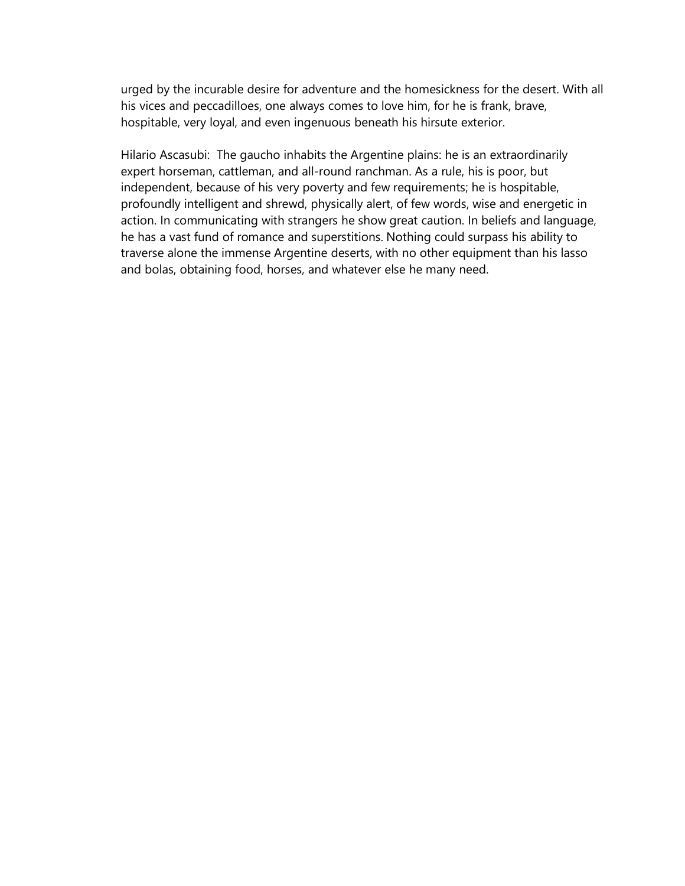urged by the incurable desire for adventure and the homesickness for the desert. With all his vices and peccadilloes, one always comes to love him, for he is frank, brave, hospitable, very loyal, and even ingenuous beneath his hirsute exterior.

Hilario Ascasubi: The gaucho inhabits the Argentine plains: he is an extraordinarily expert horseman, cattleman, and all-round ranchman. As a rule, his is poor, but independent, because of his very poverty and few requirements; he is hospitable, profoundly intelligent and shrewd, physically alert, of few words, wise and energetic in action. In communicating with strangers he show great caution. In beliefs and language, he has a vast fund of romance and superstitions. Nothing could surpass his ability to traverse alone the immense Argentine deserts, with no other equipment than his lasso and bolas, obtaining food, horses, and whatever else he many need.